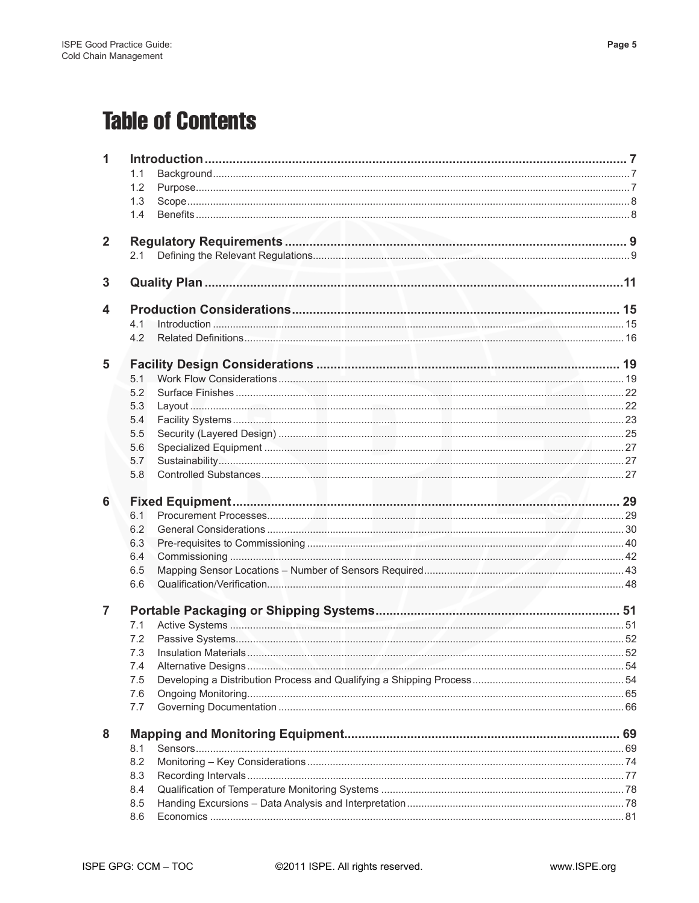# Table of Contents

**1 Introduction** ........ 7

- 1.1 Background ........ 7
- 1.2 Purpose ........ 7
- 1.3 Scope ........ 8
- 1.4 Benefits ........ 8

**2 Regulatory Requirements** ........ 9

- 2.1 Defining the Relevant Regulations ........ 9

**3 Quality Plan** ........ 11

**4 Production Considerations** ........ 15

- 4.1 Introduction ........ 15
- 4.2 Related Definitions ........ 16

**5 Facility Design Considerations** ........ 19

- 5.1 Work Flow Considerations ........ 19
- 5.2 Surface Finishes ........ 22
- 5.3 Layout ........ 22
- 5.4 Facility Systems ........ 23
- 5.5 Security (Layered Design) ........ 25
- 5.6 Specialized Equipment ........ 27
- 5.7 Sustainability ........ 27
- 5.8 Controlled Substances ........ 27

**6 Fixed Equipment** ........ 29

- 6.1 Procurement Processes ........ 29
- 6.2 General Considerations ........ 30
- 6.3 Pre-requisites to Commissioning ........ 40
- 6.4 Commissioning ........ 42
- 6.5 Mapping Sensor Locations – Number of Sensors Required ........ 43
- 6.6 Qualification/Verification ........ 48

**7 Portable Packaging or Shipping Systems** ........ 51

- 7.1 Active Systems ........ 51
- 7.2 Passive Systems ........ 52
- 7.3 Insulation Materials ........ 52
- 7.4 Alternative Designs ........ 54
- 7.5 Developing a Distribution Process and Qualifying a Shipping Process ........ 54
- 7.6 Ongoing Monitoring ........ 65
- 7.7 Governing Documentation ........ 66

**8 Mapping and Monitoring Equipment** ........ 69

- 8.1 Sensors ........ 69
- 8.2 Monitoring – Key Considerations ........ 74
- 8.3 Recording Intervals ........ 77
- 8.4 Qualification of Temperature Monitoring Systems ........ 78
- 8.5 Handing Excursions – Data Analysis and Interpretation ........ 78
- 8.6 Economics ........ 81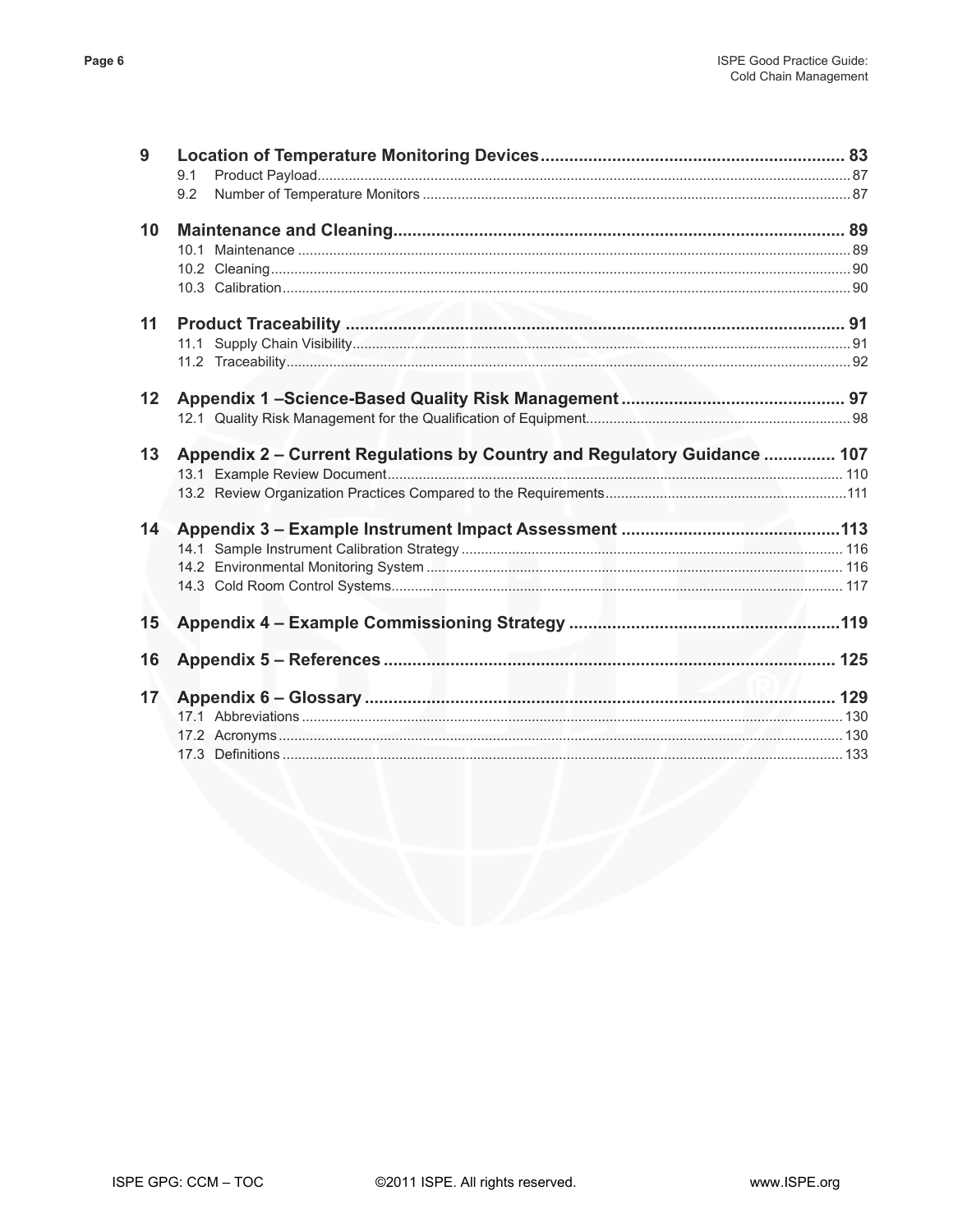| | | |
|---|---|---|
| **9** | **Location of Temperature Monitoring Devices** | **83** |
| | 9.1 Product Payload | 87 |
| | 9.2 Number of Temperature Monitors | 87 |
| **10** | **Maintenance and Cleaning** | **89** |
| | 10.1 Maintenance | 89 |
| | 10.2 Cleaning | 90 |
| | 10.3 Calibration | 90 |
| **11** | **Product Traceability** | **91** |
| | 11.1 Supply Chain Visibility | 91 |
| | 11.2 Traceability | 92 |
| **12** | **Appendix 1 –Science-Based Quality Risk Management** | **97** |
| | 12.1 Quality Risk Management for the Qualification of Equipment | 98 |
| **13** | **Appendix 2 – Current Regulations by Country and Regulatory Guidance** | **107** |
| | 13.1 Example Review Document | 110 |
| | 13.2 Review Organization Practices Compared to the Requirements | 111 |
| **14** | **Appendix 3 – Example Instrument Impact Assessment** | **113** |
| | 14.1 Sample Instrument Calibration Strategy | 116 |
| | 14.2 Environmental Monitoring System | 116 |
| | 14.3 Cold Room Control Systems | 117 |
| **15** | **Appendix 4 – Example Commissioning Strategy** | **119** |
| **16** | **Appendix 5 – References** | **125** |
| **17** | **Appendix 6 – Glossary** | **129** |
| | 17.1 Abbreviations | 130 |
| | 17.2 Acronyms | 130 |
| | 17.3 Definitions | 133 |